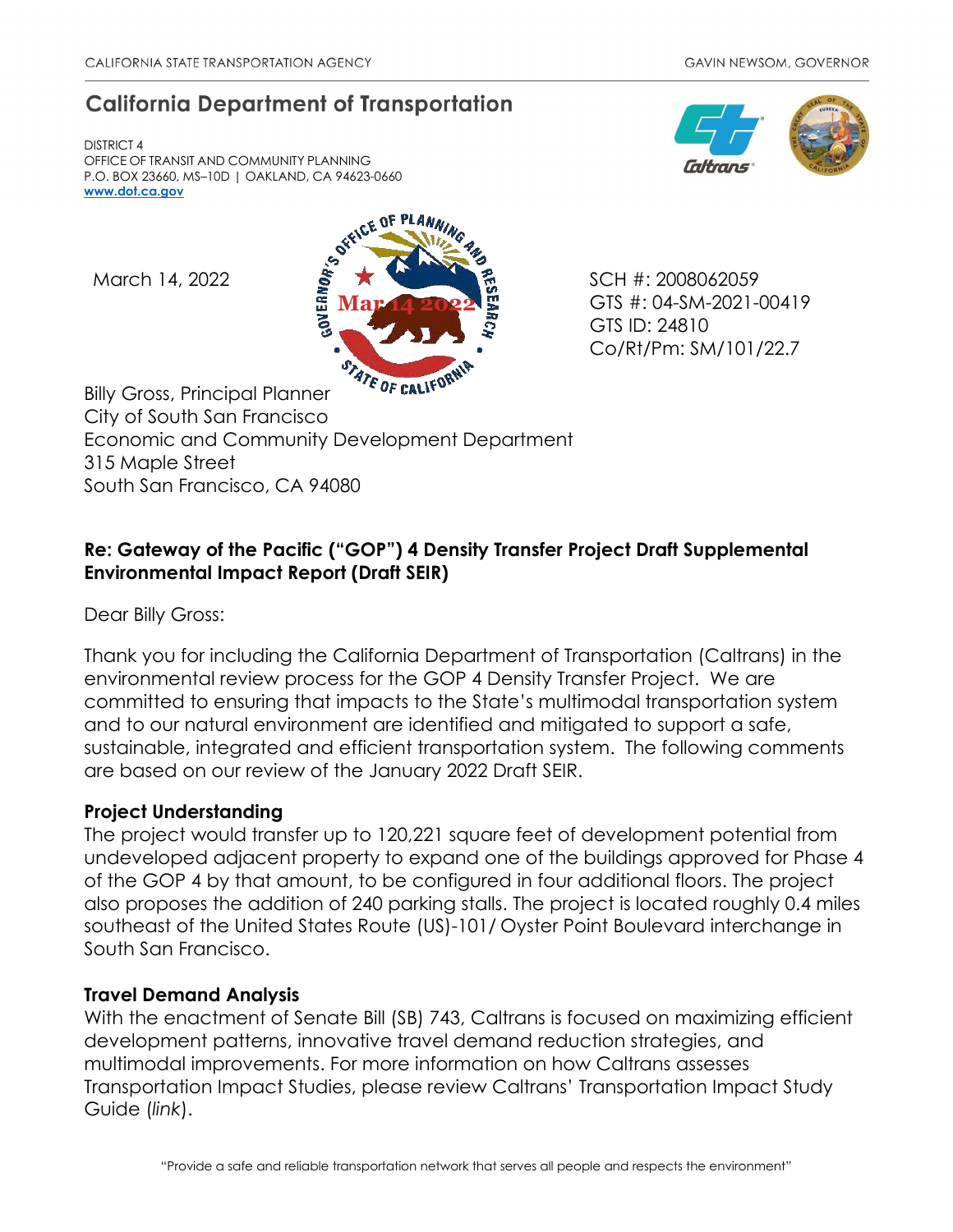CALIFORNIA STATE TRANSPORTATION AGENCY GAVIN NEWSOM, GOVERNOR

## California Department of Transportation

DISTRICT 4
OFFICE OF TRANSIT AND COMMUNITY PLANNING
P.O. BOX 23660, MS–10D | OAKLAND, CA 94623-0660
**www.dot.ca.gov**

March 14, 2022

SCH #: 2008062059
GTS #: 04-SM-2021-00419
GTS ID: 24810
Co/Rt/Pm: SM/101/22.7

Billy Gross, Principal Planner
City of South San Francisco
Economic and Community Development Department
315 Maple Street
South San Francisco, CA 94080

**Re: Gateway of the Pacific ("GOP") 4 Density Transfer Project Draft Supplemental Environmental Impact Report (Draft SEIR)**

Dear Billy Gross:

Thank you for including the California Department of Transportation (Caltrans) in the environmental review process for the GOP 4 Density Transfer Project. We are committed to ensuring that impacts to the State's multimodal transportation system and to our natural environment are identified and mitigated to support a safe, sustainable, integrated and efficient transportation system. The following comments are based on our review of the January 2022 Draft SEIR.

**Project Understanding**

The project would transfer up to 120,221 square feet of development potential from undeveloped adjacent property to expand one of the buildings approved for Phase 4 of the GOP 4 by that amount, to be configured in four additional floors. The project also proposes the addition of 240 parking stalls. The project is located roughly 0.4 miles southeast of the United States Route (US)-101/ Oyster Point Boulevard interchange in South San Francisco.

**Travel Demand Analysis**

With the enactment of Senate Bill (SB) 743, Caltrans is focused on maximizing efficient development patterns, innovative travel demand reduction strategies, and multimodal improvements. For more information on how Caltrans assesses Transportation Impact Studies, please review Caltrans' Transportation Impact Study Guide (*link*).

"Provide a safe and reliable transportation network that serves all people and respects the environment"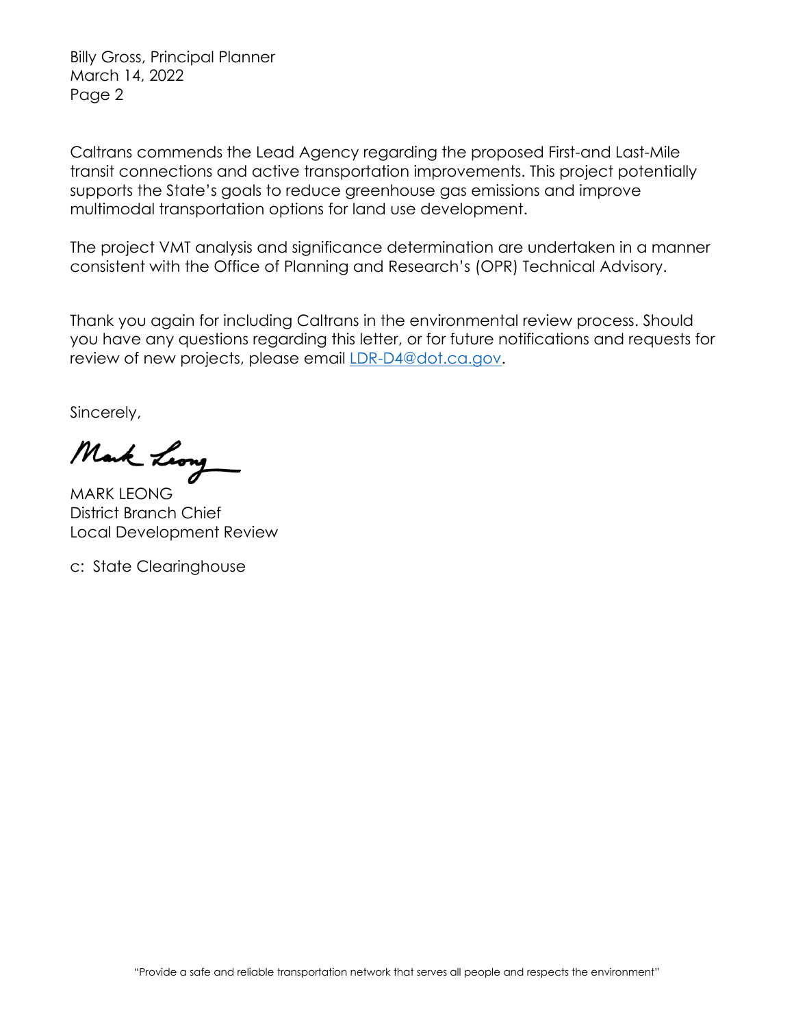Caltrans commends the Lead Agency regarding the proposed First-and Last-Mile transit connections and active transportation improvements. This project potentially supports the State's goals to reduce greenhouse gas emissions and improve multimodal transportation options for land use development.

The project VMT analysis and significance determination are undertaken in a manner consistent with the Office of Planning and Research's (OPR) Technical Advisory.

Thank you again for including Caltrans in the environmental review process. Should you have any questions regarding this letter, or for future notifications and requests for review of new projects, please email LDR-D4@dot.ca.gov.

Sincerely,

Mark Leong

MARK LEONG
District Branch Chief
Local Development Review

c: State Clearinghouse

"Provide a safe and reliable transportation network that serves all people and respects the environment"